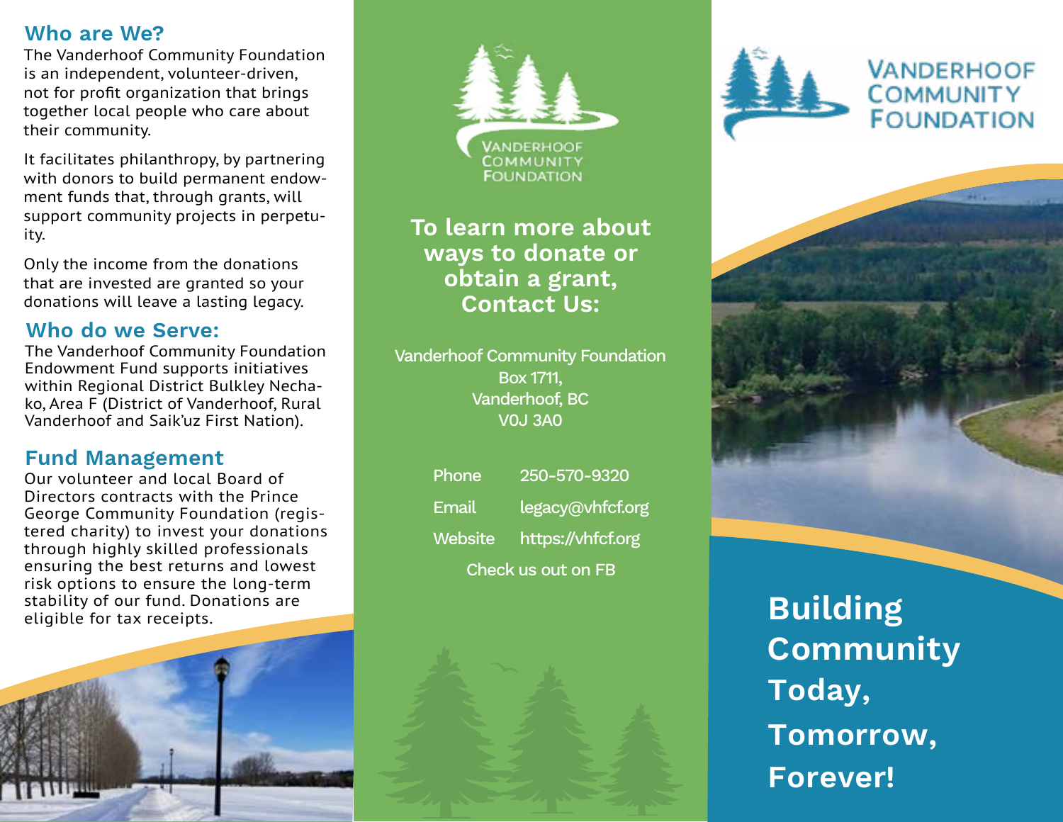## Who are We?

The Vanderhoof Community Foundation is an independent, volunteer-driven, not for profit organization that brings together local people who care about their community.

It facilitates philanthropy, by partnering with donors to build permanent endowment funds that, through grants, will support community projects in perpetuity.

Only the income from the donations that are invested are granted so your donations will leave a lasting legacy.

## Who do we Serve:

The Vanderhoof Community Foundation Endowment Fund supports initiatives within Regional District Bulkley Nechako, Area F (District of Vanderhoof, Rural Vanderhoof and Saik'uz First Nation).

## Fund Management

Our volunteer and local Board of Directors contracts with the Prince George Community Foundation (registered charity) to invest your donations through highly skilled professionals ensuring the best returns and lowest risk options to ensure the long-term stability of our fund. Donations are eligible for tax receipts.

VANDERHOOF COMMUNITY FOUNDATION

## To learn more about ways to donate or obtain a grant, Contact Us:

Vanderhoof Community Foundation
Box 1711,
Vanderhoof, BC
V0J 3A0

| | |
|---|---|
| Phone | 250-570-9320 |
| Email | legacy@vhfcf.org |
| Website | https://vhfcf.org |

Check us out on FB

# VANDERHOOF COMMUNITY FOUNDATION

## Building Community Today, Tomorrow, Forever!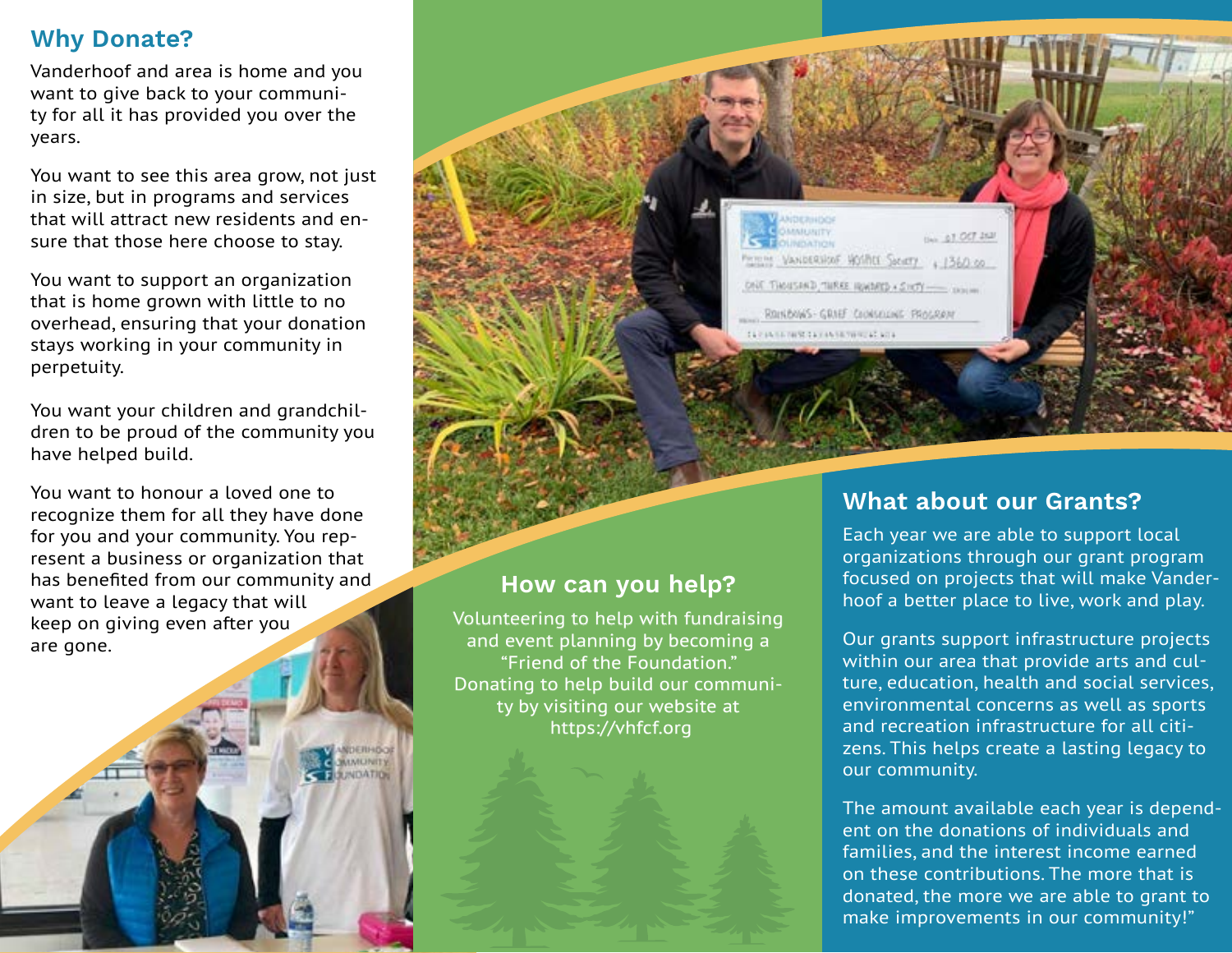## Why Donate?

Vanderhoof and area is home and you want to give back to your community for all it has provided you over the years.

You want to see this area grow, not just in size, but in programs and services that will attract new residents and ensure that those here choose to stay.

You want to support an organization that is home grown with little to no overhead, ensuring that your donation stays working in your community in perpetuity.

You want your children and grandchildren to be proud of the community you have helped build.

You want to honour a loved one to recognize them for all they have done for you and your community. You represent a business or organization that has benefited from our community and want to leave a legacy that will keep on giving even after you are gone.

## How can you help?

Volunteering to help with fundraising and event planning by becoming a "Friend of the Foundation." Donating to help build our community by visiting our website at https://vhfcf.org

## What about our Grants?

Each year we are able to support local organizations through our grant program focused on projects that will make Vanderhoof a better place to live, work and play.

Our grants support infrastructure projects within our area that provide arts and culture, education, health and social services, environmental concerns as well as sports and recreation infrastructure for all citizens. This helps create a lasting legacy to our community.

The amount available each year is dependent on the donations of individuals and families, and the interest income earned on these contributions. The more that is donated, the more we are able to grant to make improvements in our community!"